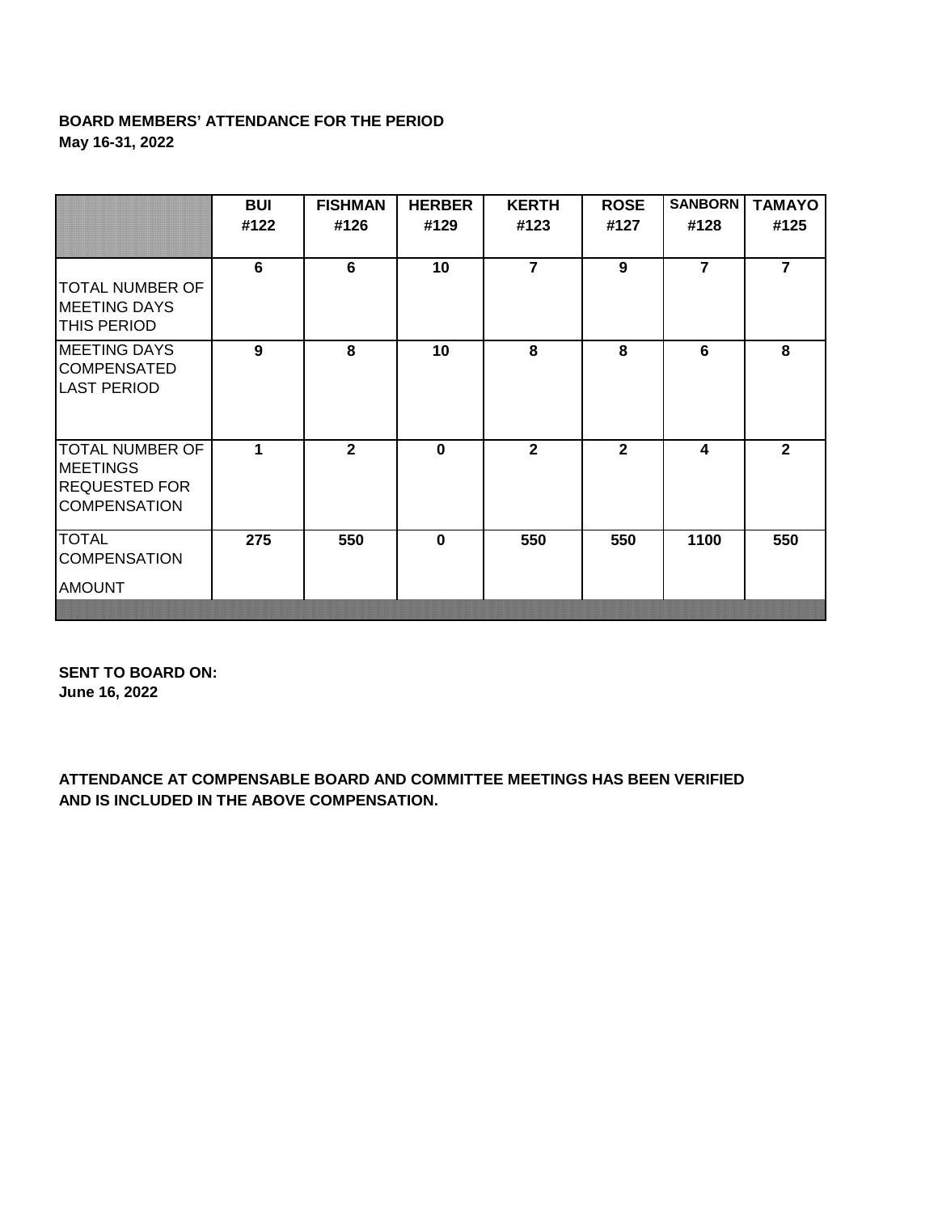**BOARD MEMBERS' ATTENDANCE FOR THE PERIOD**
**May 16-31, 2022**

| | BUI #122 | FISHMAN #126 | HERBER #129 | KERTH #123 | ROSE #127 | SANBORN #128 | TAMAYO #125 |
|---|---|---|---|---|---|---|---|
| TOTAL NUMBER OF MEETING DAYS THIS PERIOD | 6 | 6 | 10 | 7 | 9 | 7 | 7 |
| MEETING DAYS COMPENSATED LAST PERIOD | 9 | 8 | 10 | 8 | 8 | 6 | 8 |
| TOTAL NUMBER OF MEETINGS REQUESTED FOR COMPENSATION | 1 | 2 | 0 | 2 | 2 | 4 | 2 |
| TOTAL COMPENSATION AMOUNT | 275 | 550 | 0 | 550 | 550 | 1100 | 550 |

**SENT TO BOARD ON:**
**June 16, 2022**

**ATTENDANCE AT COMPENSABLE BOARD AND COMMITTEE MEETINGS HAS BEEN VERIFIED AND IS INCLUDED IN THE ABOVE COMPENSATION.**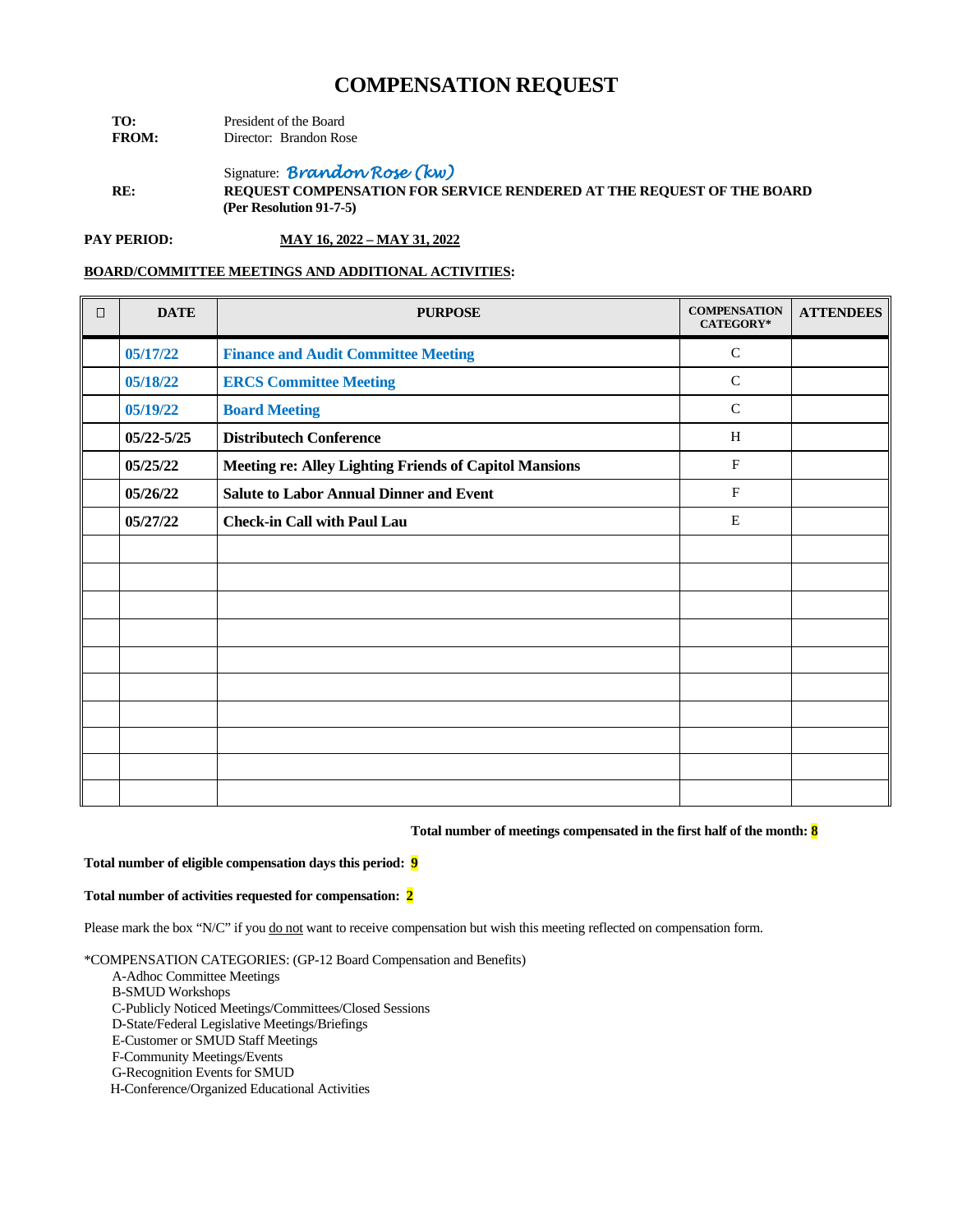# COMPENSATION REQUEST

**TO:** President of the Board
**FROM:** Director: Brandon Rose

Signature: *Brandon Rose (kw)*

**RE:** **REQUEST COMPENSATION FOR SERVICE RENDERED AT THE REQUEST OF THE BOARD (Per Resolution 91-7-5)**

**PAY PERIOD:** **MAY 16, 2022 – MAY 31, 2022**

**BOARD/COMMITTEE MEETINGS AND ADDITIONAL ACTIVITIES:**

| ☐ | DATE | PURPOSE | COMPENSATION CATEGORY* | ATTENDEES |
|---|---|---|---|---|
| | **05/17/22** | **Finance and Audit Committee Meeting** | C | |
| | **05/18/22** | **ERCS Committee Meeting** | C | |
| | **05/19/22** | **Board Meeting** | C | |
| | **05/22-5/25** | **Distributech Conference** | H | |
| | **05/25/22** | **Meeting re: Alley Lighting Friends of Capitol Mansions** | F | |
| | **05/26/22** | **Salute to Labor Annual Dinner and Event** | F | |
| | **05/27/22** | **Check-in Call with Paul Lau** | E | |
| | | | | |
| | | | | |
| | | | | |
| | | | | |
| | | | | |
| | | | | |
| | | | | |
| | | | | |
| | | | | |
| | | | | |

**Total number of meetings compensated in the first half of the month: 8**

**Total number of eligible compensation days this period: 9**

**Total number of activities requested for compensation: 2**

Please mark the box "N/C" if you do not want to receive compensation but wish this meeting reflected on compensation form.

*COMPENSATION CATEGORIES: (GP-12 Board Compensation and Benefits)
- A-Adhoc Committee Meetings
- B-SMUD Workshops
- C-Publicly Noticed Meetings/Committees/Closed Sessions
- D-State/Federal Legislative Meetings/Briefings
- E-Customer or SMUD Staff Meetings
- F-Community Meetings/Events
- G-Recognition Events for SMUD
- H-Conference/Organized Educational Activities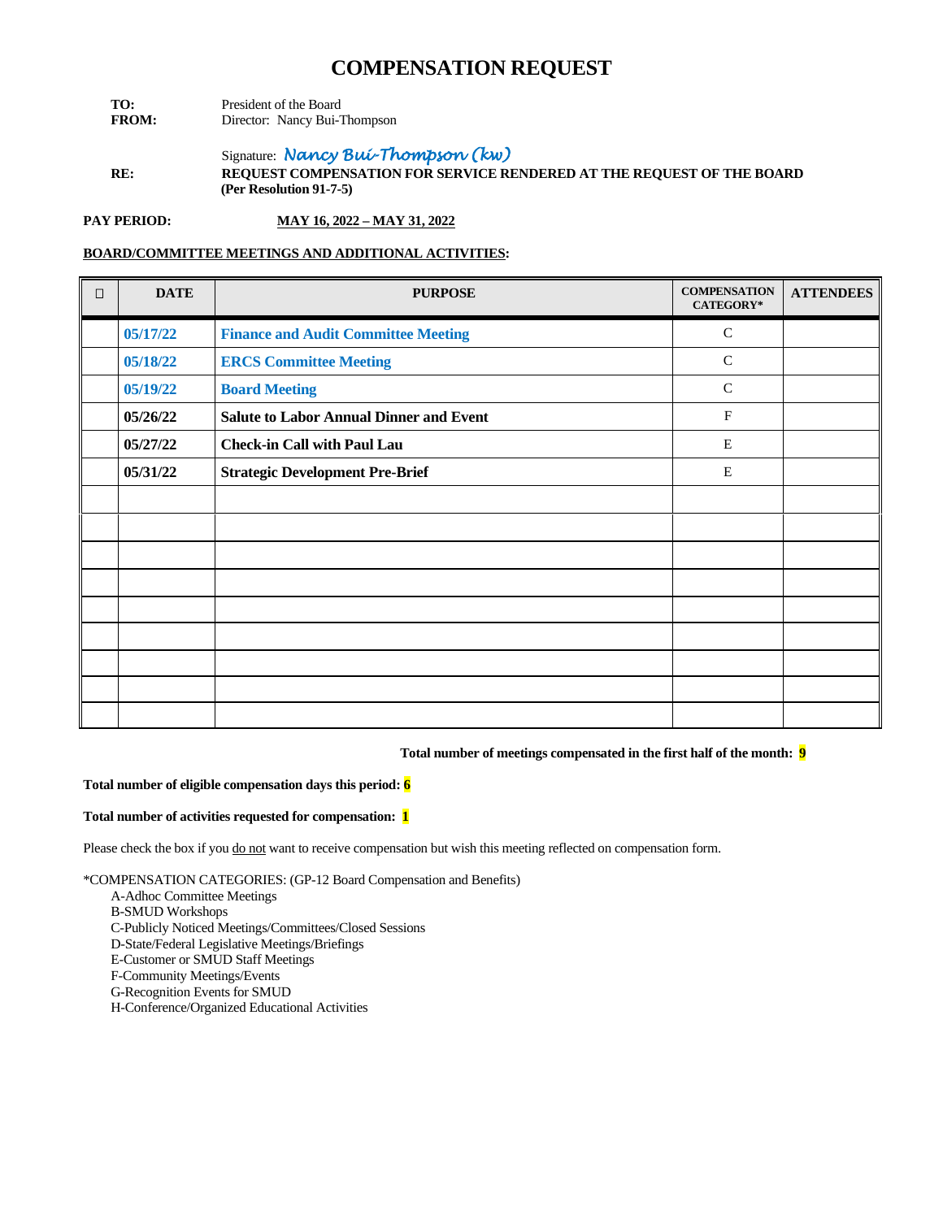# COMPENSATION REQUEST

**TO:** President of the Board
**FROM:** Director: Nancy Bui-Thompson

Signature: *Nancy Bui-Thompson (kw)*

**RE:** **REQUEST COMPENSATION FOR SERVICE RENDERED AT THE REQUEST OF THE BOARD (Per Resolution 91-7-5)**

**PAY PERIOD:** **MAY 16, 2022 – MAY 31, 2022**

**BOARD/COMMITTEE MEETINGS AND ADDITIONAL ACTIVITIES:**

| ☐ | DATE | PURPOSE | COMPENSATION CATEGORY* | ATTENDEES |
|---|---|---|---|---|
| | 05/17/22 | Finance and Audit Committee Meeting | C | |
| | 05/18/22 | ERCS Committee Meeting | C | |
| | 05/19/22 | Board Meeting | C | |
| | 05/26/22 | Salute to Labor Annual Dinner and Event | F | |
| | 05/27/22 | Check-in Call with Paul Lau | E | |
| | 05/31/22 | Strategic Development Pre-Brief | E | |
| | | | | |
| | | | | |
| | | | | |
| | | | | |
| | | | | |
| | | | | |
| | | | | |
| | | | | |
| | | | | |

**Total number of meetings compensated in the first half of the month: 9**

**Total number of eligible compensation days this period: 6**

**Total number of activities requested for compensation: 1**

Please check the box if you do not want to receive compensation but wish this meeting reflected on compensation form.

*COMPENSATION CATEGORIES: (GP-12 Board Compensation and Benefits)

- A-Adhoc Committee Meetings
- B-SMUD Workshops
- C-Publicly Noticed Meetings/Committees/Closed Sessions
- D-State/Federal Legislative Meetings/Briefings
- E-Customer or SMUD Staff Meetings
- F-Community Meetings/Events
- G-Recognition Events for SMUD
- H-Conference/Organized Educational Activities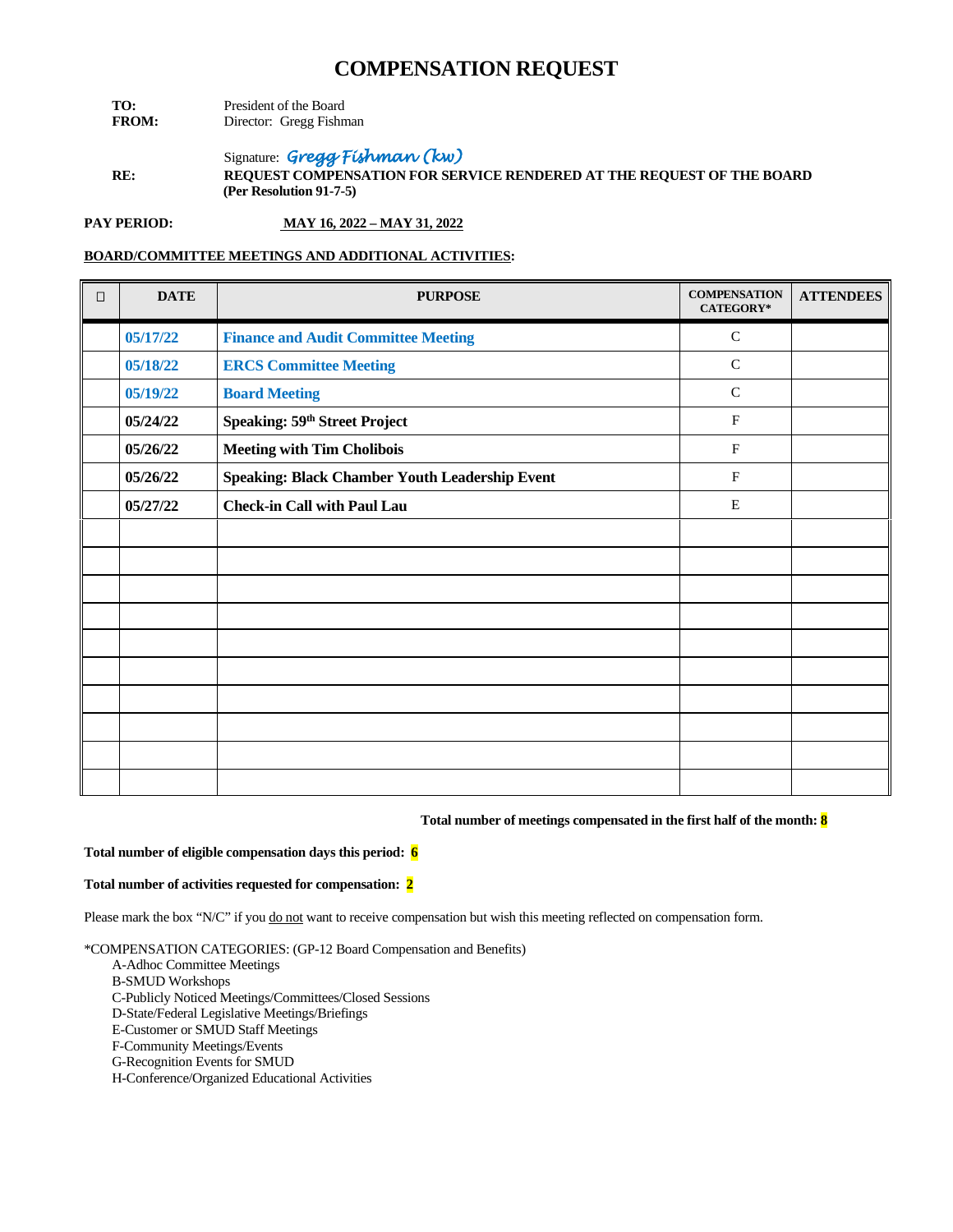# COMPENSATION REQUEST

**TO:** President of the Board
**FROM:** Director: Gregg Fishman

Signature: *Gregg Fishman (kw)*

**RE:** **REQUEST COMPENSATION FOR SERVICE RENDERED AT THE REQUEST OF THE BOARD (Per Resolution 91-7-5)**

**PAY PERIOD:** **MAY 16, 2022 – MAY 31, 2022**

**BOARD/COMMITTEE MEETINGS AND ADDITIONAL ACTIVITIES:**

| ☐ | DATE | PURPOSE | COMPENSATION CATEGORY* | ATTENDEES |
|---|---|---|---|---|
| | 05/17/22 | Finance and Audit Committee Meeting | C | |
| | 05/18/22 | ERCS Committee Meeting | C | |
| | 05/19/22 | Board Meeting | C | |
| | 05/24/22 | Speaking: 59th Street Project | F | |
| | 05/26/22 | Meeting with Tim Cholibois | F | |
| | 05/26/22 | Speaking: Black Chamber Youth Leadership Event | F | |
| | 05/27/22 | Check-in Call with Paul Lau | E | |
| | | | | |
| | | | | |
| | | | | |
| | | | | |
| | | | | |
| | | | | |
| | | | | |
| | | | | |
| | | | | |
| | | | | |

**Total number of meetings compensated in the first half of the month: 8**

**Total number of eligible compensation days this period: 6**

**Total number of activities requested for compensation: 2**

Please mark the box "N/C" if you do not want to receive compensation but wish this meeting reflected on compensation form.

*COMPENSATION CATEGORIES: (GP-12 Board Compensation and Benefits)
- A-Adhoc Committee Meetings
- B-SMUD Workshops
- C-Publicly Noticed Meetings/Committees/Closed Sessions
- D-State/Federal Legislative Meetings/Briefings
- E-Customer or SMUD Staff Meetings
- F-Community Meetings/Events
- G-Recognition Events for SMUD
- H-Conference/Organized Educational Activities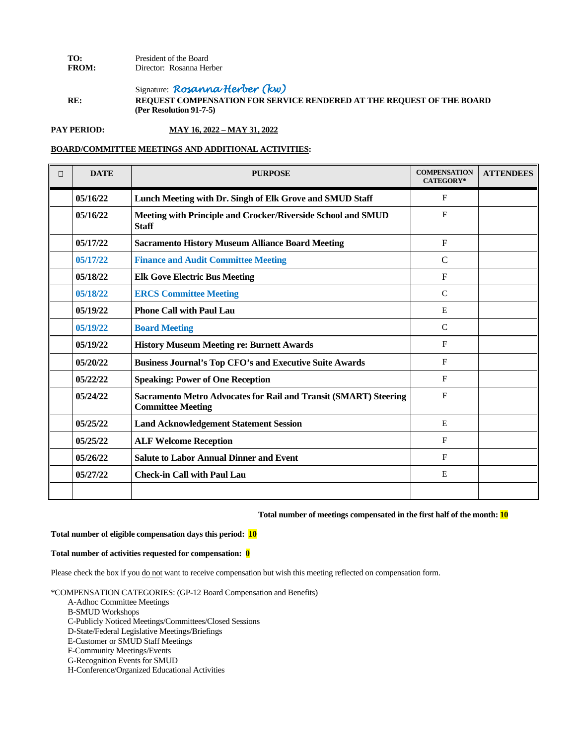**TO:** President of the Board
**FROM:** Director: Rosanna Herber

Signature: *Rosanna Herber (kw)*

**RE:** **REQUEST COMPENSATION FOR SERVICE RENDERED AT THE REQUEST OF THE BOARD (Per Resolution 91-7-5)**

**PAY PERIOD:** **MAY 16, 2022 – MAY 31, 2022**

**BOARD/COMMITTEE MEETINGS AND ADDITIONAL ACTIVITIES:**

| ☐ | DATE | PURPOSE | COMPENSATION CATEGORY* | ATTENDEES |
|---|---|---|---|---|
| | 05/16/22 | Lunch Meeting with Dr. Singh of Elk Grove and SMUD Staff | F | |
| | 05/16/22 | Meeting with Principle and Crocker/Riverside School and SMUD Staff | F | |
| | 05/17/22 | Sacramento History Museum Alliance Board Meeting | F | |
| | 05/17/22 | Finance and Audit Committee Meeting | C | |
| | 05/18/22 | Elk Gove Electric Bus Meeting | F | |
| | 05/18/22 | ERCS Committee Meeting | C | |
| | 05/19/22 | Phone Call with Paul Lau | E | |
| | 05/19/22 | Board Meeting | C | |
| | 05/19/22 | History Museum Meeting re: Burnett Awards | F | |
| | 05/20/22 | Business Journal's Top CFO's and Executive Suite Awards | F | |
| | 05/22/22 | Speaking: Power of One Reception | F | |
| | 05/24/22 | Sacramento Metro Advocates for Rail and Transit (SMART) Steering Committee Meeting | F | |
| | 05/25/22 | Land Acknowledgement Statement Session | E | |
| | 05/25/22 | ALF Welcome Reception | F | |
| | 05/26/22 | Salute to Labor Annual Dinner and Event | F | |
| | 05/27/22 | Check-in Call with Paul Lau | E | |
| | | | | |

**Total number of meetings compensated in the first half of the month: 10**

**Total number of eligible compensation days this period: 10**

**Total number of activities requested for compensation: 0**

Please check the box if you do not want to receive compensation but wish this meeting reflected on compensation form.

*COMPENSATION CATEGORIES: (GP-12 Board Compensation and Benefits)
- A-Adhoc Committee Meetings
- B-SMUD Workshops
- C-Publicly Noticed Meetings/Committees/Closed Sessions
- D-State/Federal Legislative Meetings/Briefings
- E-Customer or SMUD Staff Meetings
- F-Community Meetings/Events
- G-Recognition Events for SMUD
- H-Conference/Organized Educational Activities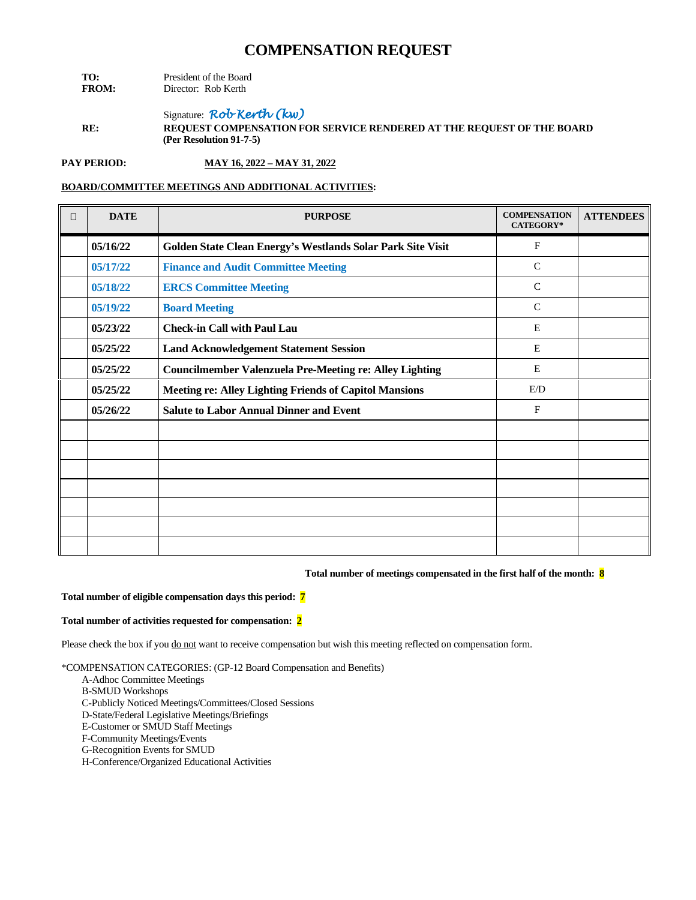# COMPENSATION REQUEST

**TO:** President of the Board
**FROM:** Director: Rob Kerth

Signature: *Rob Kerth (kw)*

**RE:** **REQUEST COMPENSATION FOR SERVICE RENDERED AT THE REQUEST OF THE BOARD (Per Resolution 91-7-5)**

**PAY PERIOD:** **MAY 16, 2022 – MAY 31, 2022**

**BOARD/COMMITTEE MEETINGS AND ADDITIONAL ACTIVITIES:**

| ☐ | DATE | PURPOSE | COMPENSATION CATEGORY* | ATTENDEES |
|---|---|---|---|---|
| | **05/16/22** | **Golden State Clean Energy's Westlands Solar Park Site Visit** | F | |
| | **05/17/22** | **Finance and Audit Committee Meeting** | C | |
| | **05/18/22** | **ERCS Committee Meeting** | C | |
| | **05/19/22** | **Board Meeting** | C | |
| | **05/23/22** | **Check-in Call with Paul Lau** | E | |
| | **05/25/22** | **Land Acknowledgement Statement Session** | E | |
| | **05/25/22** | **Councilmember Valenzuela Pre-Meeting re: Alley Lighting** | E | |
| | **05/25/22** | **Meeting re: Alley Lighting Friends of Capitol Mansions** | E/D | |
| | **05/26/22** | **Salute to Labor Annual Dinner and Event** | F | |
| | | | | |
| | | | | |
| | | | | |
| | | | | |
| | | | | |
| | | | | |
| | | | | |

**Total number of meetings compensated in the first half of the month: 8**

**Total number of eligible compensation days this period: 7**

**Total number of activities requested for compensation: 2**

Please check the box if you do not want to receive compensation but wish this meeting reflected on compensation form.

*COMPENSATION CATEGORIES: (GP-12 Board Compensation and Benefits)

- A-Adhoc Committee Meetings
- B-SMUD Workshops
- C-Publicly Noticed Meetings/Committees/Closed Sessions
- D-State/Federal Legislative Meetings/Briefings
- E-Customer or SMUD Staff Meetings
- F-Community Meetings/Events
- G-Recognition Events for SMUD
- H-Conference/Organized Educational Activities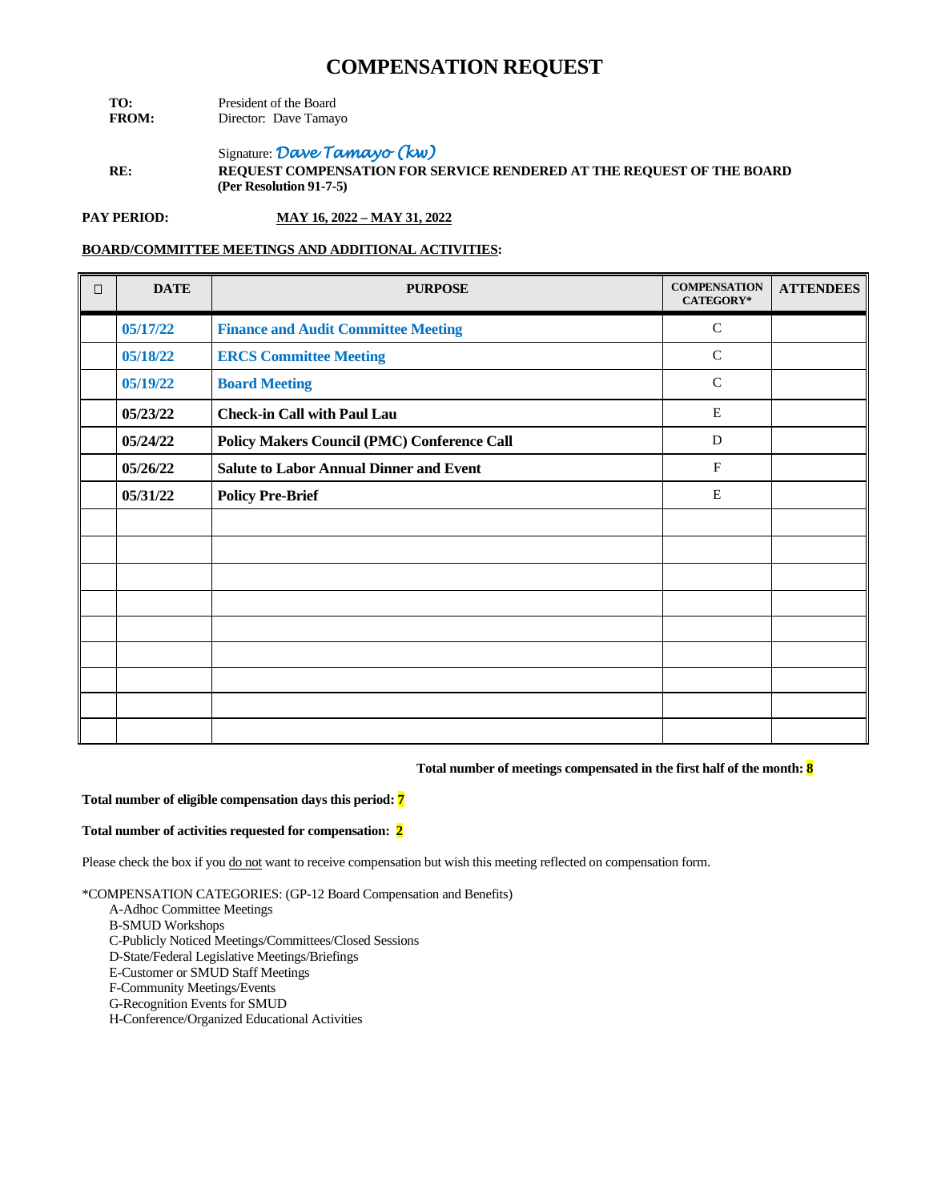# COMPENSATION REQUEST

**TO:** President of the Board
**FROM:** Director: Dave Tamayo

Signature: *Dave Tamayo (kw)*

**RE:** **REQUEST COMPENSATION FOR SERVICE RENDERED AT THE REQUEST OF THE BOARD (Per Resolution 91-7-5)**

**PAY PERIOD:** **MAY 16, 2022 – MAY 31, 2022**

**BOARD/COMMITTEE MEETINGS AND ADDITIONAL ACTIVITIES:**

| ☐ | DATE | PURPOSE | COMPENSATION CATEGORY* | ATTENDEES |
|---|---|---|---|---|
| | 05/17/22 | Finance and Audit Committee Meeting | C | |
| | 05/18/22 | ERCS Committee Meeting | C | |
| | 05/19/22 | Board Meeting | C | |
| | 05/23/22 | Check-in Call with Paul Lau | E | |
| | 05/24/22 | Policy Makers Council (PMC) Conference Call | D | |
| | 05/26/22 | Salute to Labor Annual Dinner and Event | F | |
| | 05/31/22 | Policy Pre-Brief | E | |
| | | | | |
| | | | | |
| | | | | |
| | | | | |
| | | | | |
| | | | | |
| | | | | |
| | | | | |
| | | | | |

**Total number of meetings compensated in the first half of the month: 8**

**Total number of eligible compensation days this period: 7**

**Total number of activities requested for compensation: 2**

Please check the box if you do not want to receive compensation but wish this meeting reflected on compensation form.

*COMPENSATION CATEGORIES: (GP-12 Board Compensation and Benefits)

- A-Adhoc Committee Meetings
- B-SMUD Workshops
- C-Publicly Noticed Meetings/Committees/Closed Sessions
- D-State/Federal Legislative Meetings/Briefings
- E-Customer or SMUD Staff Meetings
- F-Community Meetings/Events
- G-Recognition Events for SMUD
- H-Conference/Organized Educational Activities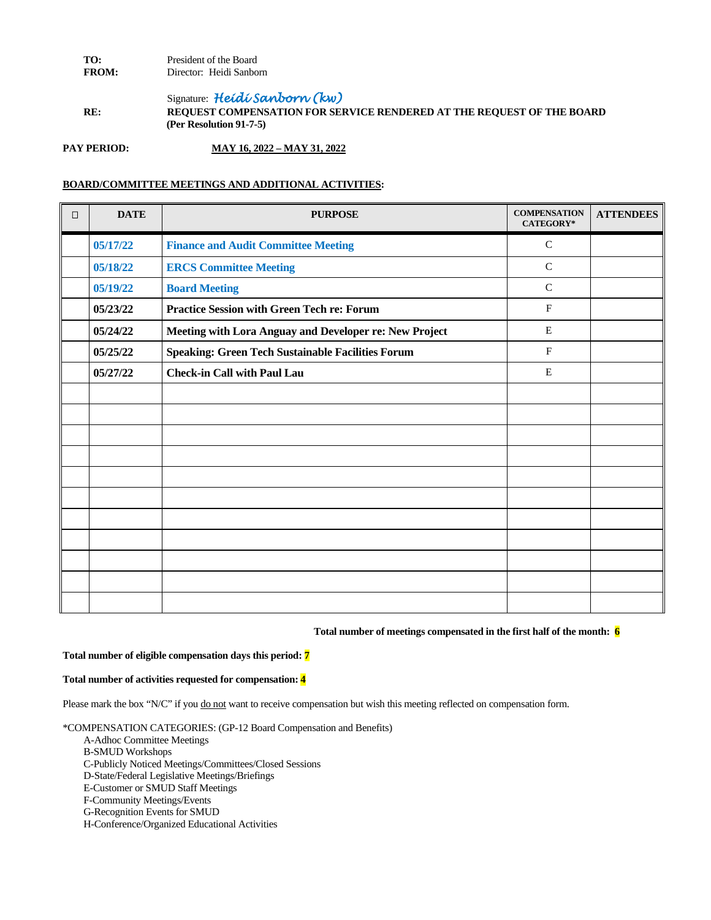**TO:** President of the Board
**FROM:** Director: Heidi Sanborn

Signature: *Heidi Sanborn (kw)*

**RE:** **REQUEST COMPENSATION FOR SERVICE RENDERED AT THE REQUEST OF THE BOARD (Per Resolution 91-7-5)**

**PAY PERIOD:** **MAY 16, 2022 – MAY 31, 2022**

**BOARD/COMMITTEE MEETINGS AND ADDITIONAL ACTIVITIES:**

| ☐ | DATE | PURPOSE | COMPENSATION CATEGORY* | ATTENDEES |
|---|---|---|---|---|
| | 05/17/22 | Finance and Audit Committee Meeting | C | |
| | 05/18/22 | ERCS Committee Meeting | C | |
| | 05/19/22 | Board Meeting | C | |
| | 05/23/22 | Practice Session with Green Tech re: Forum | F | |
| | 05/24/22 | Meeting with Lora Anguay and Developer re: New Project | E | |
| | 05/25/22 | Speaking: Green Tech Sustainable Facilities Forum | F | |
| | 05/27/22 | Check-in Call with Paul Lau | E | |
| | | | | |
| | | | | |
| | | | | |
| | | | | |
| | | | | |
| | | | | |
| | | | | |
| | | | | |
| | | | | |
| | | | | |
| | | | | |

**Total number of meetings compensated in the first half of the month: 6**

**Total number of eligible compensation days this period: 7**

**Total number of activities requested for compensation: 4**

Please mark the box "N/C" if you do not want to receive compensation but wish this meeting reflected on compensation form.

*COMPENSATION CATEGORIES: (GP-12 Board Compensation and Benefits)
- A-Adhoc Committee Meetings
- B-SMUD Workshops
- C-Publicly Noticed Meetings/Committees/Closed Sessions
- D-State/Federal Legislative Meetings/Briefings
- E-Customer or SMUD Staff Meetings
- F-Community Meetings/Events
- G-Recognition Events for SMUD
- H-Conference/Organized Educational Activities